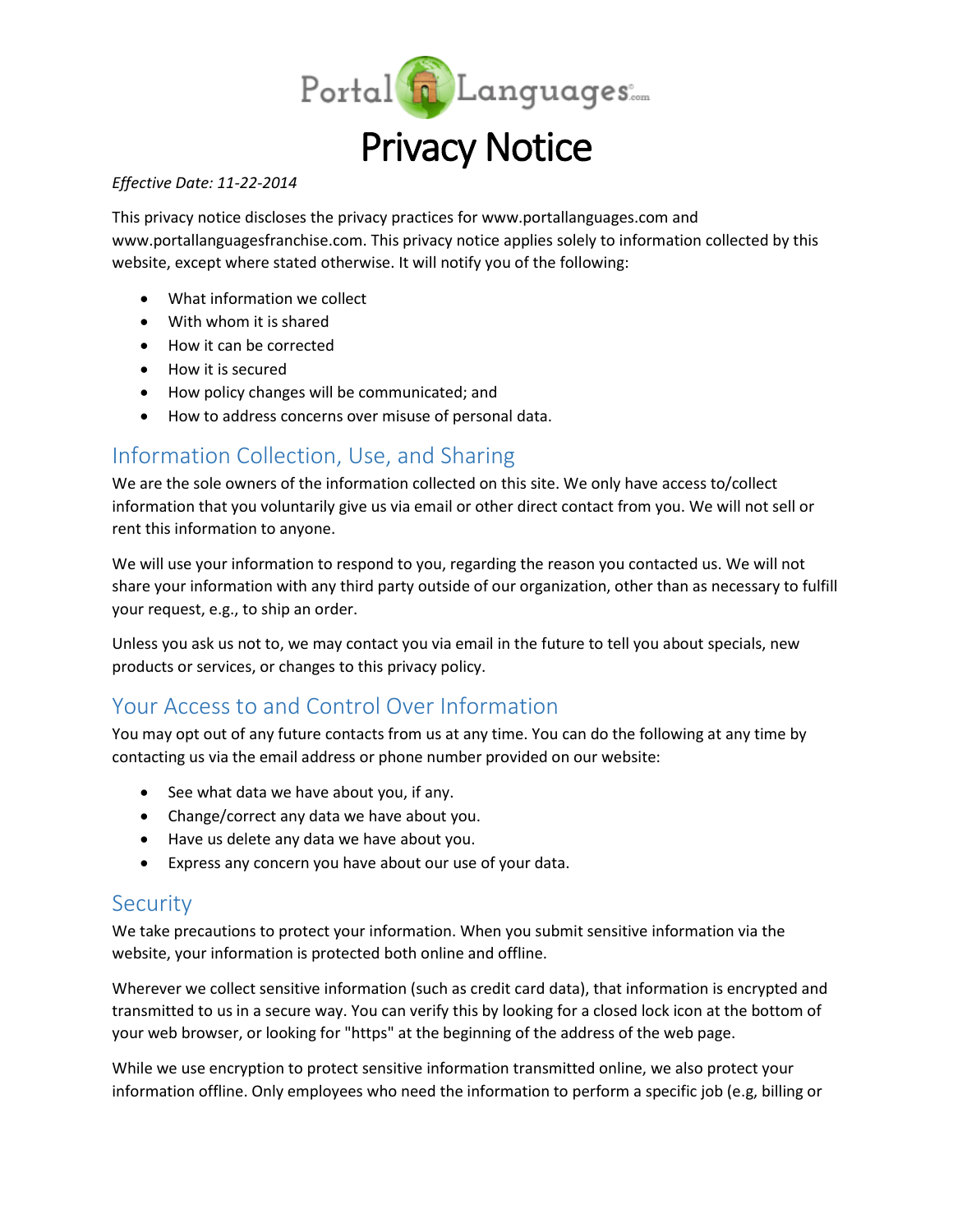# Privacy Notice

*Effective Date: 11-22-2014*

This privacy notice discloses the privacy practices for www.portallanguages.com and www.portallanguagesfranchise.com. This privacy notice applies solely to information collected by this website, except where stated otherwise. It will notify you of the following:

- What information we collect
- With whom it is shared
- How it can be corrected
- How it is secured
- How policy changes will be communicated; and
- How to address concerns over misuse of personal data.

## Information Collection, Use, and Sharing

We are the sole owners of the information collected on this site. We only have access to/collect information that you voluntarily give us via email or other direct contact from you. We will not sell or rent this information to anyone.

We will use your information to respond to you, regarding the reason you contacted us. We will not share your information with any third party outside of our organization, other than as necessary to fulfill your request, e.g., to ship an order.

Unless you ask us not to, we may contact you via email in the future to tell you about specials, new products or services, or changes to this privacy policy.

## Your Access to and Control Over Information

You may opt out of any future contacts from us at any time. You can do the following at any time by contacting us via the email address or phone number provided on our website:

- See what data we have about you, if any.
- Change/correct any data we have about you.
- Have us delete any data we have about you.
- Express any concern you have about our use of your data.

## Security

We take precautions to protect your information. When you submit sensitive information via the website, your information is protected both online and offline.

Wherever we collect sensitive information (such as credit card data), that information is encrypted and transmitted to us in a secure way. You can verify this by looking for a closed lock icon at the bottom of your web browser, or looking for "https" at the beginning of the address of the web page.

While we use encryption to protect sensitive information transmitted online, we also protect your information offline. Only employees who need the information to perform a specific job (e.g, billing or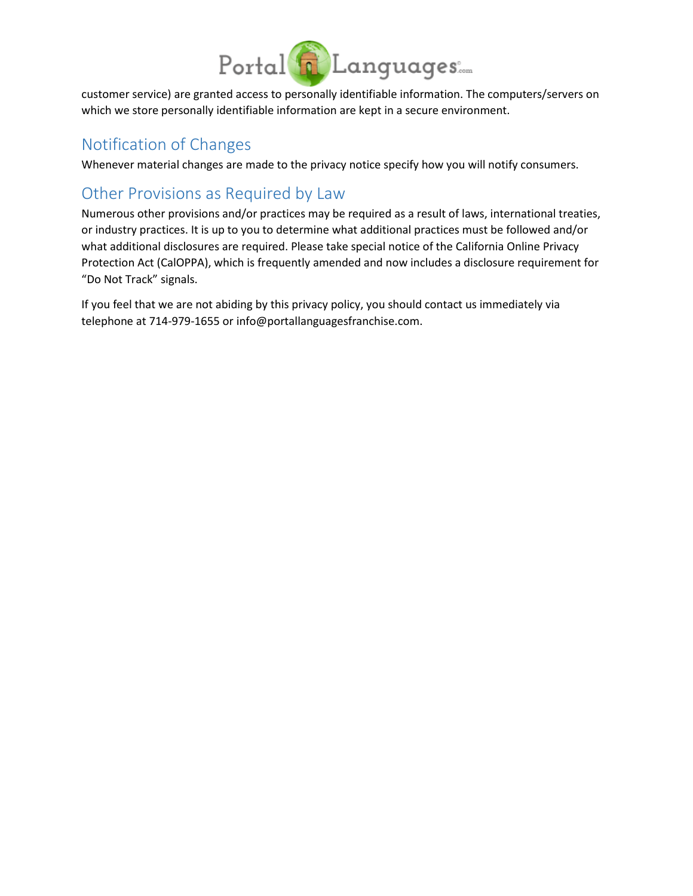customer service) are granted access to personally identifiable information. The computers/servers on which we store personally identifiable information are kept in a secure environment.

## Notification of Changes

Whenever material changes are made to the privacy notice specify how you will notify consumers.

## Other Provisions as Required by Law

Numerous other provisions and/or practices may be required as a result of laws, international treaties, or industry practices. It is up to you to determine what additional practices must be followed and/or what additional disclosures are required. Please take special notice of the California Online Privacy Protection Act (CalOPPA), which is frequently amended and now includes a disclosure requirement for "Do Not Track" signals.

If you feel that we are not abiding by this privacy policy, you should contact us immediately via telephone at 714-979-1655 or info@portallanguagesfranchise.com.